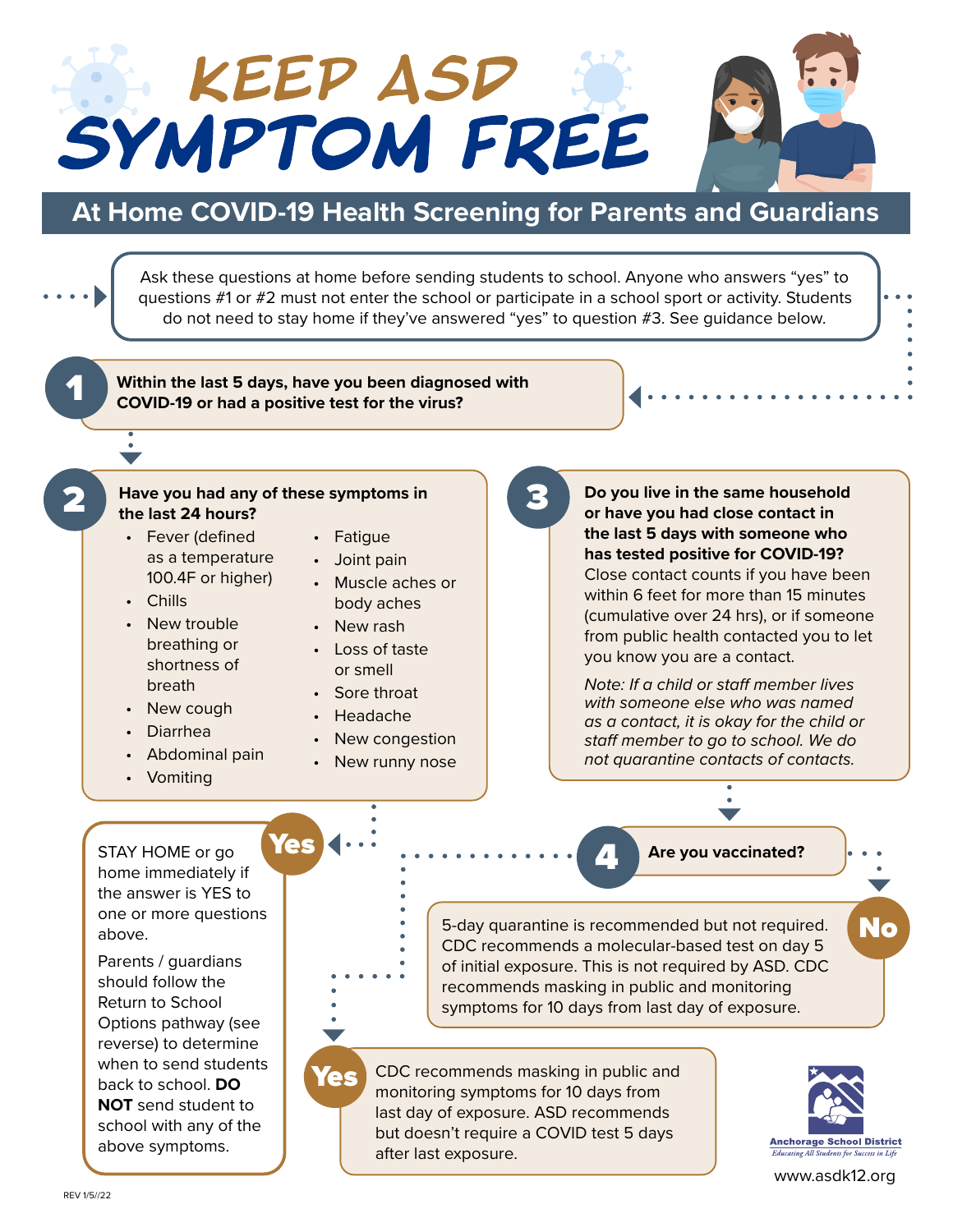# KEEP ASD SYMPTOM FREE

## At Home COVID-19 Health Screening for Parents and Guardians

Ask these questions at home before sending students to school. Anyone who answers "yes" to questions #1 or #2 must not enter the school or participate in a school sport or activity. Students do not need to stay home if they've answered "yes" to question #3. See guidance below.

### 1

**Within the last 5 days, have you been diagnosed with COVID-19 or had a positive test for the virus?**

### 2

**Have you had any of these symptoms in the last 24 hours?**

- Fever (defined as a temperature 100.4F or higher)
- Chills
- New trouble breathing or shortness of breath
- New cough
- Diarrhea
- Abdominal pain
- Vomiting
- Fatigue
- Joint pain
- Muscle aches or body aches
- New rash
- Loss of taste or smell
- Sore throat
- Headache
- New congestion
- New runny nose

### 3

**Do you live in the same household or have you had close contact in the last 5 days with someone who has tested positive for COVID-19?** Close contact counts if you have been within 6 feet for more than 15 minutes (cumulative over 24 hrs), or if someone from public health contacted you to let you know you are a contact.

*Note: If a child or staff member lives with someone else who was named as a contact, it is okay for the child or staff member to go to school. We do not quarantine contacts of contacts.*

**Yes**

STAY HOME or go home immediately if the answer is YES to one or more questions above.

Parents / guardians should follow the Return to School Options pathway (see reverse) to determine when to send students back to school. **DO NOT** send student to school with any of the above symptoms.

### 4

**Are you vaccinated?**

**No**

5-day quarantine is recommended but not required. CDC recommends a molecular-based test on day 5 of initial exposure. This is not required by ASD. CDC recommends masking in public and monitoring symptoms for 10 days from last day of exposure.

**Yes**

CDC recommends masking in public and monitoring symptoms for 10 days from last day of exposure. ASD recommends but doesn't require a COVID test 5 days after last exposure.

Anchorage School District
Educating All Students for Success in Life
www.asdk12.org

REV 1/5//22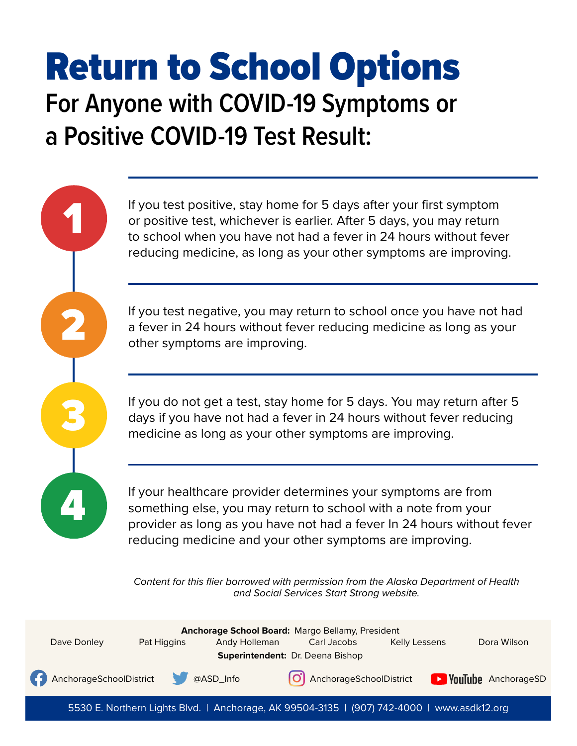# Return to School Options

## For Anyone with COVID-19 Symptoms or a Positive COVID-19 Test Result:

1. If you test positive, stay home for 5 days after your first symptom or positive test, whichever is earlier. After 5 days, you may return to school when you have not had a fever in 24 hours without fever reducing medicine, as long as your other symptoms are improving.

2. If you test negative, you may return to school once you have not had a fever in 24 hours without fever reducing medicine as long as your other symptoms are improving.

3. If you do not get a test, stay home for 5 days. You may return after 5 days if you have not had a fever in 24 hours without fever reducing medicine as long as your other symptoms are improving.

4. If your healthcare provider determines your symptoms are from something else, you may return to school with a note from your provider as long as you have not had a fever In 24 hours without fever reducing medicine and your other symptoms are improving.

*Content for this flier borrowed with permission from the Alaska Department of Health and Social Services Start Strong website.*

**Anchorage School Board:** Margo Bellamy, President

Dave Donley | Pat Higgins | Andy Holleman | Carl Jacobs | Kelly Lessens | Dora Wilson

**Superintendent:** Dr. Deena Bishop

Facebook: AnchorageSchoolDistrict | Twitter: @ASD_Info | Instagram: AnchorageSchoolDistrict | YouTube: AnchorageSD

5530 E. Northern Lights Blvd. | Anchorage, AK 99504-3135 | (907) 742-4000 | www.asdk12.org